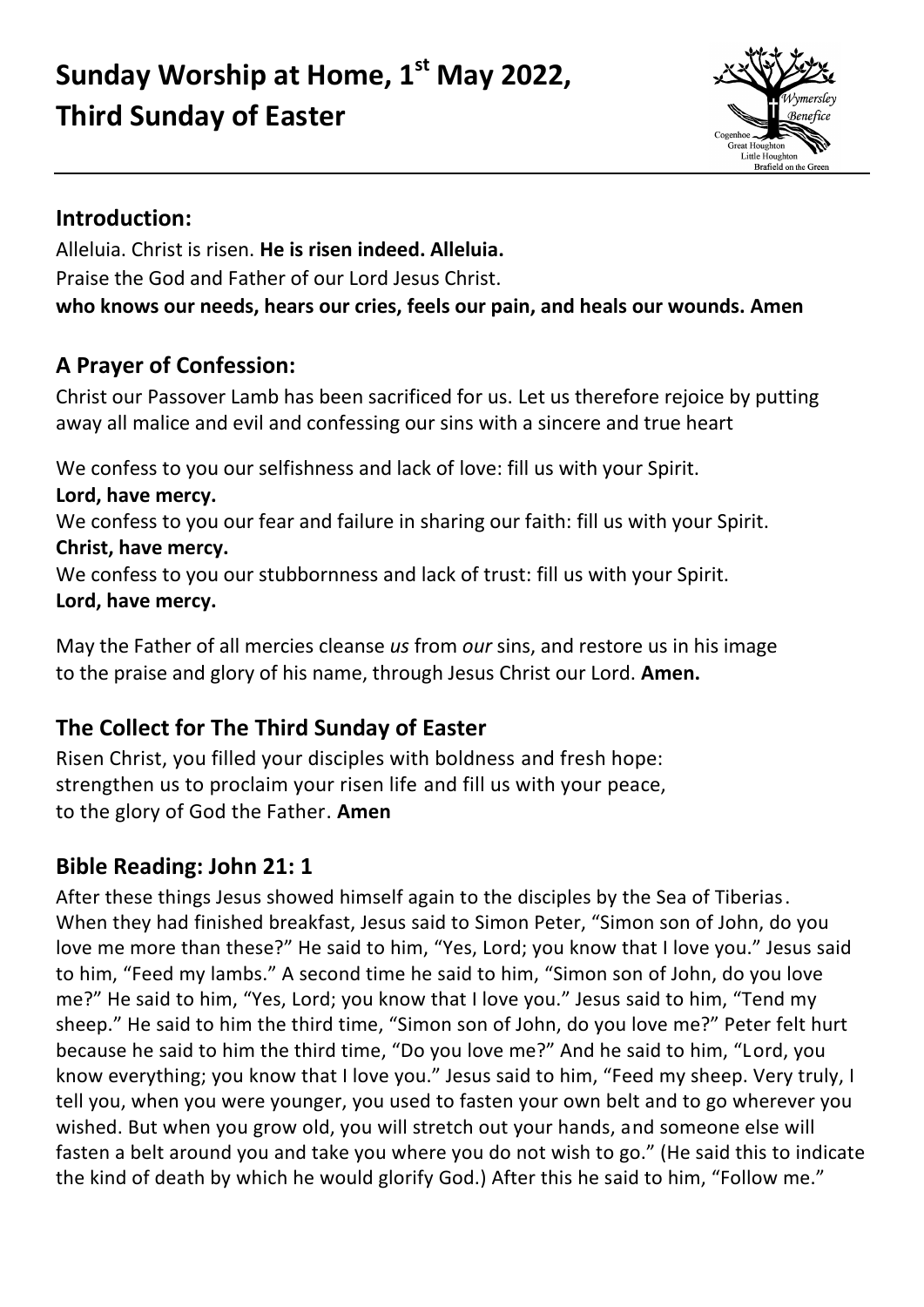# Sunday Worship at Home, 1st May 2022, Third Sunday of Easter

## Introduction:

Alleluia. Christ is risen. **He is risen indeed. Alleluia.**
Praise the God and Father of our Lord Jesus Christ.
**who knows our needs, hears our cries, feels our pain, and heals our wounds. Amen**

## A Prayer of Confession:

Christ our Passover Lamb has been sacrificed for us. Let us therefore rejoice by putting away all malice and evil and confessing our sins with a sincere and true heart

We confess to you our selfishness and lack of love: fill us with your Spirit.
**Lord, have mercy.**
We confess to you our fear and failure in sharing our faith: fill us with your Spirit.
**Christ, have mercy.**
We confess to you our stubbornness and lack of trust: fill us with your Spirit.
**Lord, have mercy.**

May the Father of all mercies cleanse *us* from *our* sins, and restore us in his image to the praise and glory of his name, through Jesus Christ our Lord. **Amen.**

## The Collect for The Third Sunday of Easter

Risen Christ, you filled your disciples with boldness and fresh hope:
strengthen us to proclaim your risen life and fill us with your peace,
to the glory of God the Father. **Amen**

## Bible Reading: John 21: 1

After these things Jesus showed himself again to the disciples by the Sea of Tiberias. When they had finished breakfast, Jesus said to Simon Peter, "Simon son of John, do you love me more than these?" He said to him, "Yes, Lord; you know that I love you." Jesus said to him, "Feed my lambs." A second time he said to him, "Simon son of John, do you love me?" He said to him, "Yes, Lord; you know that I love you." Jesus said to him, "Tend my sheep." He said to him the third time, "Simon son of John, do you love me?" Peter felt hurt because he said to him the third time, "Do you love me?" And he said to him, "Lord, you know everything; you know that I love you." Jesus said to him, "Feed my sheep. Very truly, I tell you, when you were younger, you used to fasten your own belt and to go wherever you wished. But when you grow old, you will stretch out your hands, and someone else will fasten a belt around you and take you where you do not wish to go." (He said this to indicate the kind of death by which he would glorify God.) After this he said to him, "Follow me."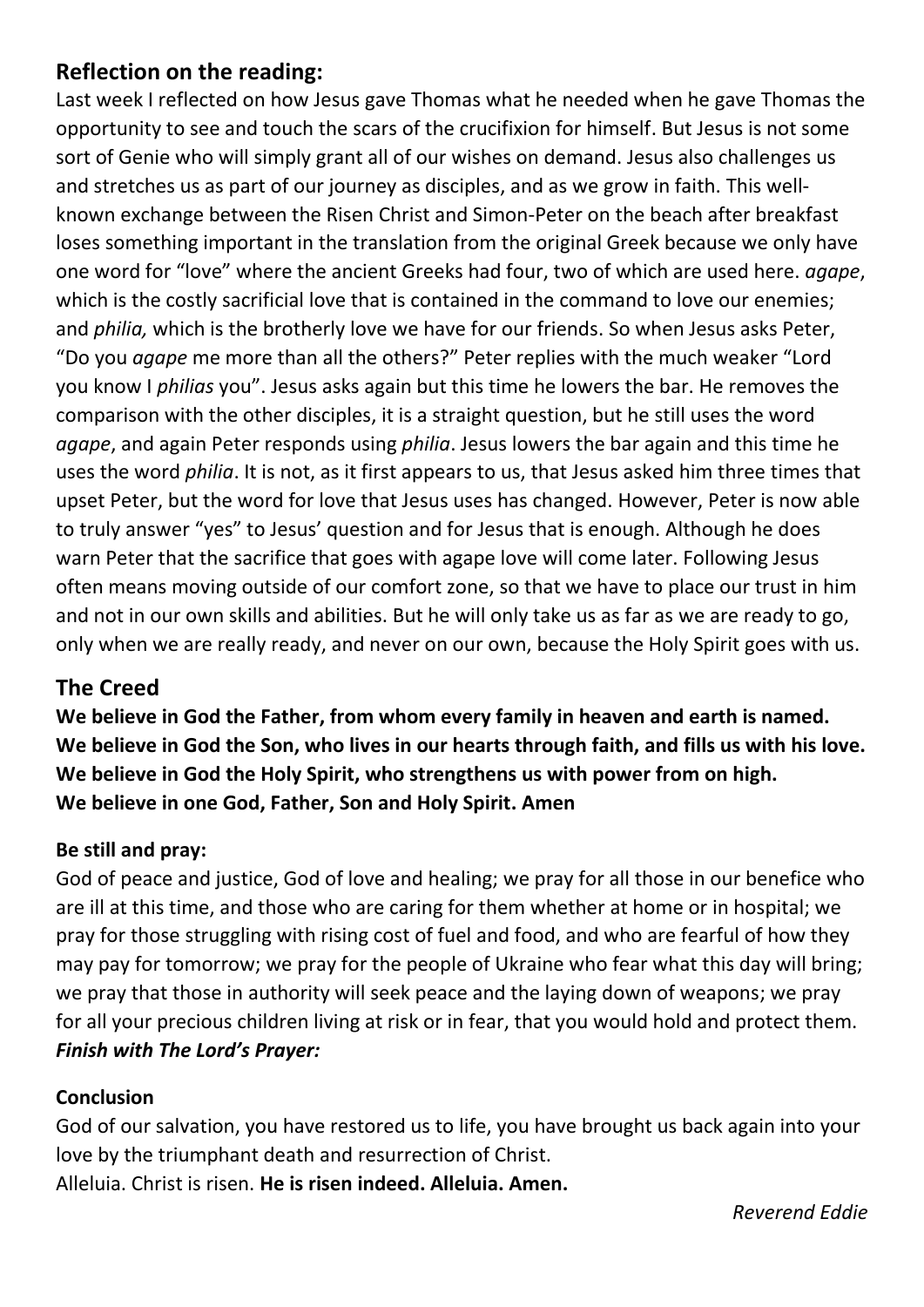## Reflection on the reading:

Last week I reflected on how Jesus gave Thomas what he needed when he gave Thomas the opportunity to see and touch the scars of the crucifixion for himself. But Jesus is not some sort of Genie who will simply grant all of our wishes on demand. Jesus also challenges us and stretches us as part of our journey as disciples, and as we grow in faith. This well-known exchange between the Risen Christ and Simon-Peter on the beach after breakfast loses something important in the translation from the original Greek because we only have one word for "love" where the ancient Greeks had four, two of which are used here. *agape*, which is the costly sacrificial love that is contained in the command to love our enemies; and *philia,* which is the brotherly love we have for our friends. So when Jesus asks Peter, "Do you *agape* me more than all the others?" Peter replies with the much weaker "Lord you know I *philias* you". Jesus asks again but this time he lowers the bar. He removes the comparison with the other disciples, it is a straight question, but he still uses the word *agape*, and again Peter responds using *philia*. Jesus lowers the bar again and this time he uses the word *philia*. It is not, as it first appears to us, that Jesus asked him three times that upset Peter, but the word for love that Jesus uses has changed. However, Peter is now able to truly answer "yes" to Jesus' question and for Jesus that is enough. Although he does warn Peter that the sacrifice that goes with agape love will come later. Following Jesus often means moving outside of our comfort zone, so that we have to place our trust in him and not in our own skills and abilities. But he will only take us as far as we are ready to go, only when we are really ready, and never on our own, because the Holy Spirit goes with us.

## The Creed

**We believe in God the Father, from whom every family in heaven and earth is named.**
**We believe in God the Son, who lives in our hearts through faith, and fills us with his love.**
**We believe in God the Holy Spirit, who strengthens us with power from on high.**
**We believe in one God, Father, Son and Holy Spirit. Amen**

### Be still and pray:

God of peace and justice, God of love and healing; we pray for all those in our benefice who are ill at this time, and those who are caring for them whether at home or in hospital; we pray for those struggling with rising cost of fuel and food, and who are fearful of how they may pay for tomorrow; we pray for the people of Ukraine who fear what this day will bring; we pray that those in authority will seek peace and the laying down of weapons; we pray for all your precious children living at risk or in fear, that you would hold and protect them.
***Finish with The Lord's Prayer:***

### Conclusion

God of our salvation, you have restored us to life, you have brought us back again into your love by the triumphant death and resurrection of Christ.
Alleluia. Christ is risen. **He is risen indeed. Alleluia. Amen.**

*Reverend Eddie*